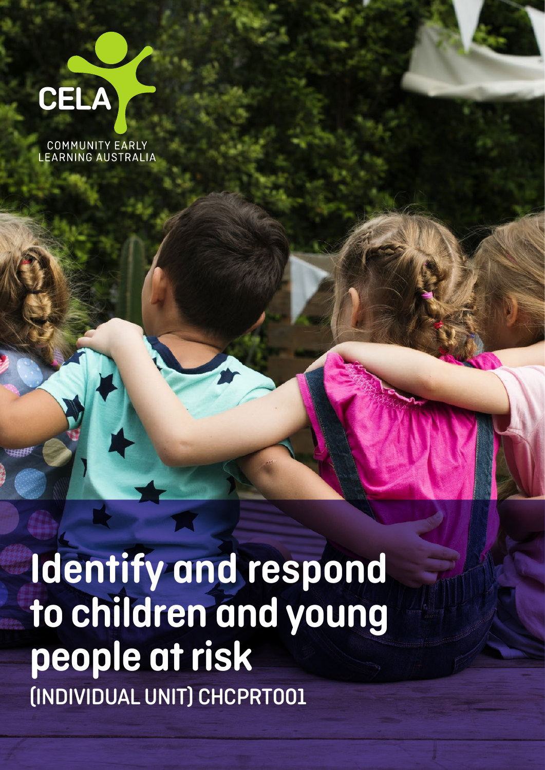CELA

COMMUNITY EARLY LEARNING AUSTRALIA

# Identify and respond to children and young people at risk

(INDIVIDUAL UNIT) CHCPRT001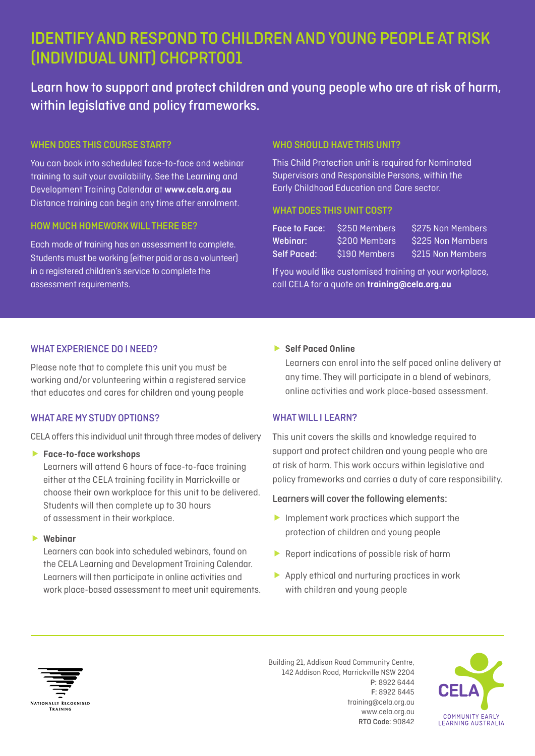# IDENTIFY AND RESPOND TO CHILDREN AND YOUNG PEOPLE AT RISK (INDIVIDUAL UNIT) CHCPRT001

Learn how to support and protect children and young people who are at risk of harm, within legislative and policy frameworks.

## WHEN DOES THIS COURSE START?

You can book into scheduled face-to-face and webinar training to suit your availability. See the Learning and Development Training Calendar at **www.cela.org.au** Distance training can begin any time after enrolment.

## HOW MUCH HOMEWORK WILL THERE BE?

Each mode of training has an assessment to complete. Students must be working (either paid or as a volunteer) in a registered children's service to complete the assessment requirements.

## WHO SHOULD HAVE THIS UNIT?

This Child Protection unit is required for Nominated Supervisors and Responsible Persons, within the Early Childhood Education and Care sector.

## WHAT DOES THIS UNIT COST?

| | | |
|---|---|---|
| **Face to Face:** | $250 Members | $275 Non Members |
| **Webinar:** | $200 Members | $225 Non Members |
| **Self Paced:** | $190 Members | $215 Non Members |

If you would like customised training at your workplace, call CELA for a quote on **training@cela.org.au**

## WHAT EXPERIENCE DO I NEED?

Please note that to complete this unit you must be working and/or volunteering within a registered service that educates and cares for children and young people

## WHAT ARE MY STUDY OPTIONS?

CELA offers this individual unit through three modes of delivery

- **Face-to-face workshops**
  Learners will attend 6 hours of face-to-face training either at the CELA training facility in Marrickville or choose their own workplace for this unit to be delivered. Students will then complete up to 30 hours of assessment in their workplace.
- **Webinar**
  Learners can book into scheduled webinars, found on the CELA Learning and Development Training Calendar. Learners will then participate in online activities and work place-based assessment to meet unit equirements.
- **Self Paced Online**
  Learners can enrol into the self paced online delivery at any time. They will participate in a blend of webinars, online activities and work place-based assessment.

## WHAT WILL I LEARN?

This unit covers the skills and knowledge required to support and protect children and young people who are at risk of harm. This work occurs within legislative and policy frameworks and carries a duty of care responsibility.

Learners will cover the following elements:

- Implement work practices which support the protection of children and young people
- Report indications of possible risk of harm
- Apply ethical and nurturing practices in work with children and young people

Nationally Recognised Training

Building 21, Addison Road Community Centre,
142 Addison Road, Marrickville NSW 2204
**P:** 8922 6444
**F:** 8922 6445
training@cela.org.au
www.cela.org.au
**RTO Code:** 90842

CELA
COMMUNITY EARLY LEARNING AUSTRALIA